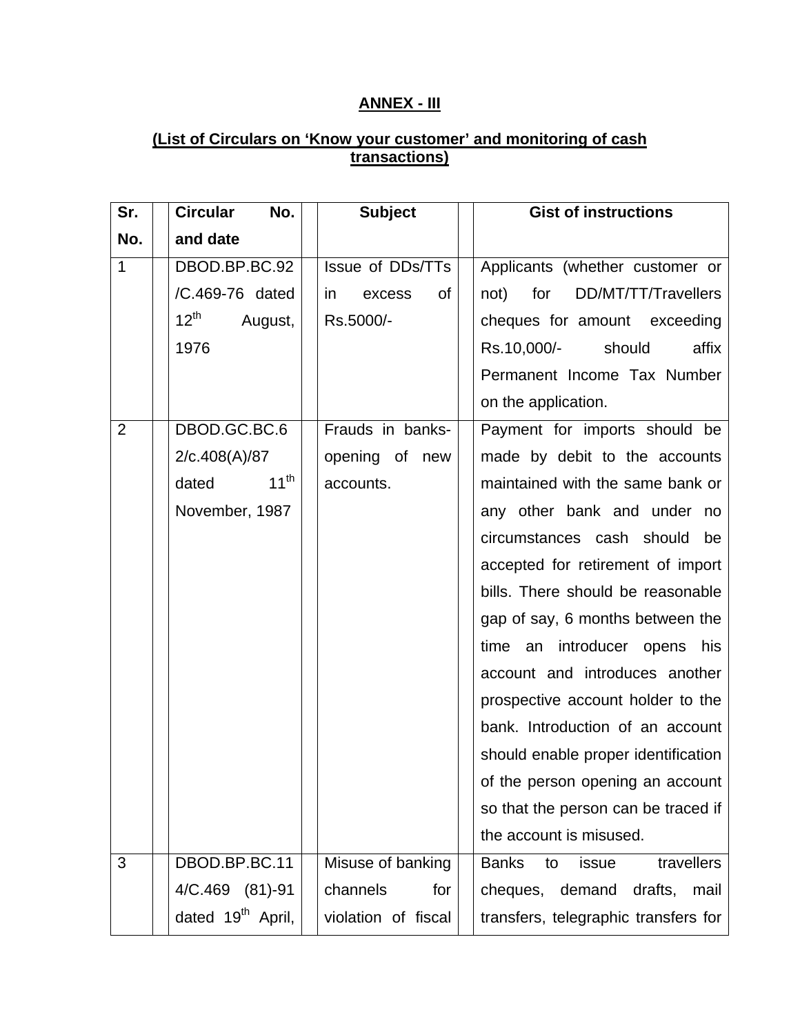**ANNEX - III**

**(List of Circulars on 'Know your customer' and monitoring of cash transactions)**

| Sr. No. | Circular No. and date | Subject | Gist of instructions |
|---|---|---|---|
| 1 | DBOD.BP.BC.92/C.469-76 dated 12th August, 1976 | Issue of DDs/TTs in excess of Rs.5000/- | Applicants (whether customer or not) for DD/MT/TT/Travellers cheques for amount exceeding Rs.10,000/- should affix Permanent Income Tax Number on the application. |
| 2 | DBOD.GC.BC.62/c.408(A)/87 dated 11th November, 1987 | Frauds in banks-opening of new accounts. | Payment for imports should be made by debit to the accounts maintained with the same bank or any other bank and under no circumstances cash should be accepted for retirement of import bills. There should be reasonable gap of say, 6 months between the time an introducer opens his account and introduces another prospective account holder to the bank. Introduction of an account should enable proper identification of the person opening an account so that the person can be traced if the account is misused. |
| 3 | DBOD.BP.BC.114/C.469 (81)-91 dated 19th April, | Misuse of banking channels for violation of fiscal | Banks to issue travellers cheques, demand drafts, mail transfers, telegraphic transfers for |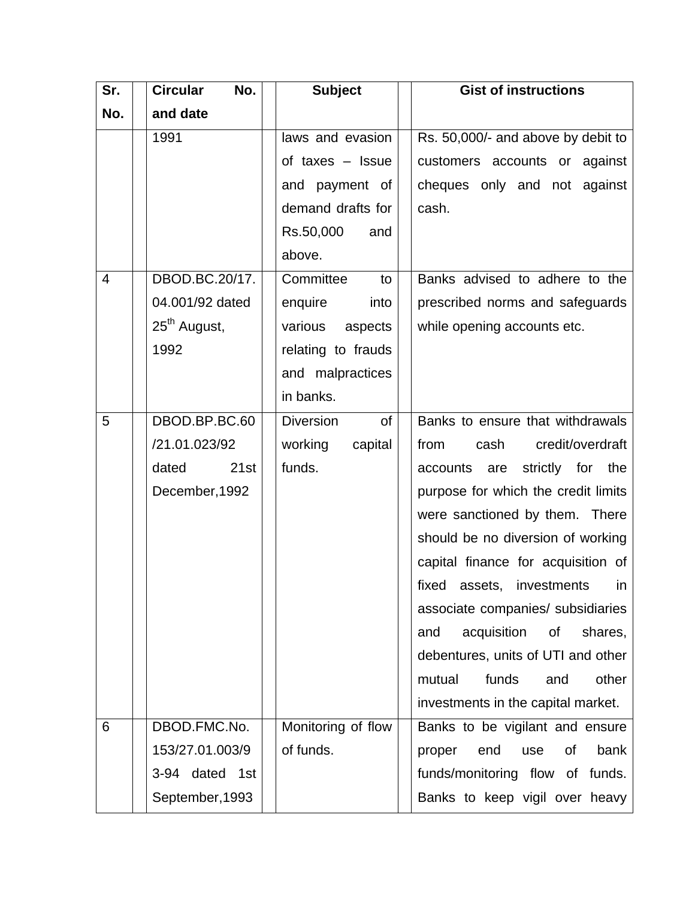| Sr. No. | Circular No. and date | Subject | Gist of instructions |
|---|---|---|---|
| | 1991 | laws and evasion of taxes – Issue and payment of demand drafts for Rs.50,000 and above. | Rs. 50,000/- and above by debit to customers accounts or against cheques only and not against cash. |
| 4 | DBOD.BC.20/17.04.001/92 dated 25th August, 1992 | Committee to enquire into various aspects relating to frauds and malpractices in banks. | Banks advised to adhere to the prescribed norms and safeguards while opening accounts etc. |
| 5 | DBOD.BP.BC.60/21.01.023/92 dated 21st December,1992 | Diversion of working capital funds. | Banks to ensure that withdrawals from cash credit/overdraft accounts are strictly for the purpose for which the credit limits were sanctioned by them. There should be no diversion of working capital finance for acquisition of fixed assets, investments in associate companies/ subsidiaries and acquisition of shares, debentures, units of UTI and other mutual funds and other investments in the capital market. |
| 6 | DBOD.FMC.No.153/27.01.003/93-94 dated 1st September,1993 | Monitoring of flow of funds. | Banks to be vigilant and ensure proper end use of bank funds/monitoring flow of funds. Banks to keep vigil over heavy |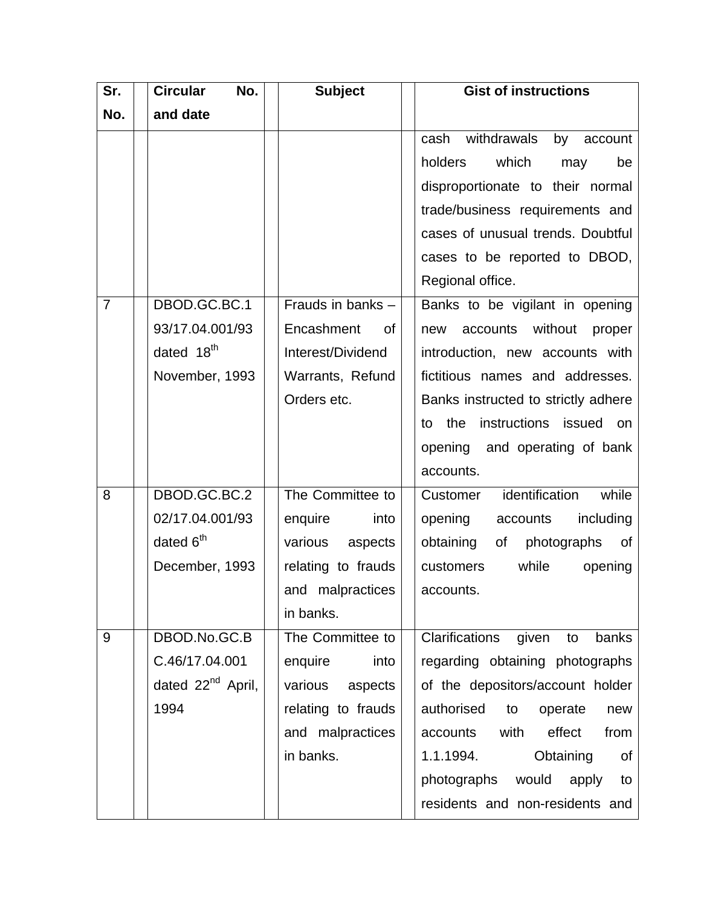| Sr. No. | Circular No. and date | Subject | Gist of instructions |
|---|---|---|---|
| | | | cash withdrawals by account holders which may be disproportionate to their normal trade/business requirements and cases of unusual trends. Doubtful cases to be reported to DBOD, Regional office. |
| 7 | DBOD.GC.BC.193/17.04.001/93 dated 18th November, 1993 | Frauds in banks – Encashment of Interest/Dividend Warrants, Refund Orders etc. | Banks to be vigilant in opening new accounts without proper introduction, new accounts with fictitious names and addresses. Banks instructed to strictly adhere to the instructions issued on opening and operating of bank accounts. |
| 8 | DBOD.GC.BC.202/17.04.001/93 dated 6th December, 1993 | The Committee to enquire into various aspects relating to frauds and malpractices in banks. | Customer identification while opening accounts including obtaining of photographs of customers while opening accounts. |
| 9 | DBOD.No.GC.BC.46/17.04.001 dated 22nd April, 1994 | The Committee to enquire into various aspects relating to frauds and malpractices in banks. | Clarifications given to banks regarding obtaining photographs of the depositors/account holder authorised to operate new accounts with effect from 1.1.1994. Obtaining of photographs would apply to residents and non-residents and |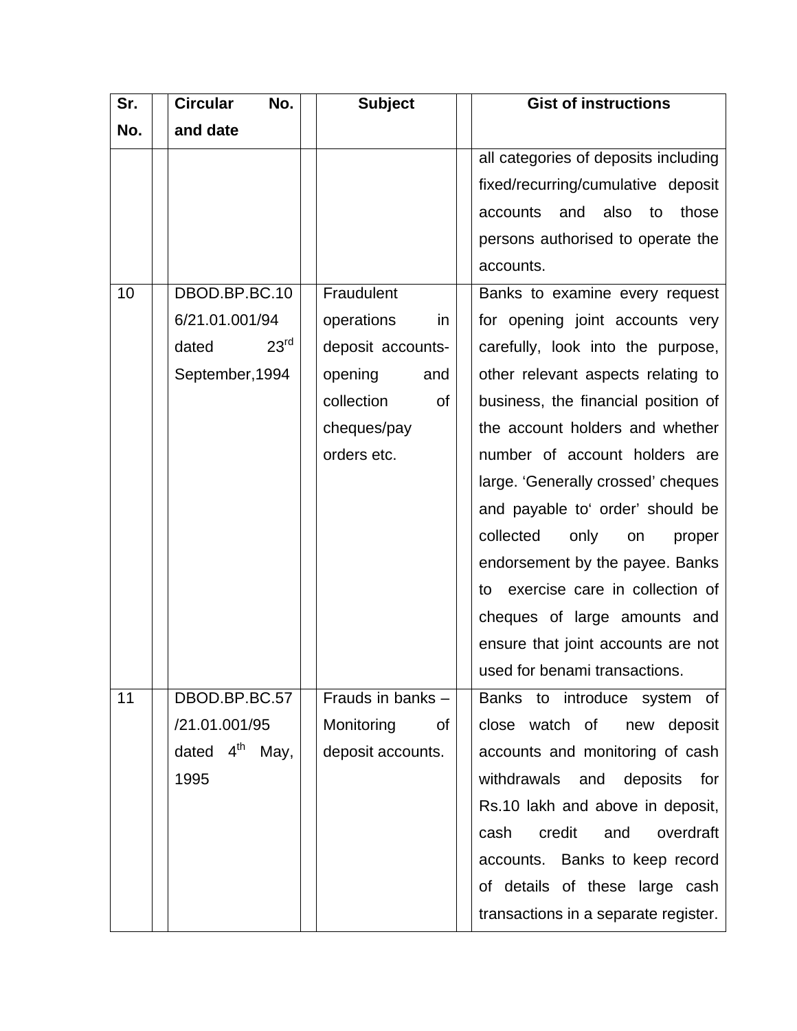| Sr. No. | Circular No. and date | Subject | Gist of instructions |
|---|---|---|---|
| | | | all categories of deposits including fixed/recurring/cumulative deposit accounts and also to those persons authorised to operate the accounts. |
| 10 | DBOD.BP.BC.106/21.01.001/94 dated 23rd September,1994 | Fraudulent operations in deposit accounts-opening and collection of cheques/pay orders etc. | Banks to examine every request for opening joint accounts very carefully, look into the purpose, other relevant aspects relating to business, the financial position of the account holders and whether number of account holders are large. 'Generally crossed' cheques and payable to' order' should be collected only on proper endorsement by the payee. Banks to exercise care in collection of cheques of large amounts and ensure that joint accounts are not used for benami transactions. |
| 11 | DBOD.BP.BC.57/21.01.001/95 dated 4th May, 1995 | Frauds in banks – Monitoring of deposit accounts. | Banks to introduce system of close watch of new deposit accounts and monitoring of cash withdrawals and deposits for Rs.10 lakh and above in deposit, cash credit and overdraft accounts. Banks to keep record of details of these large cash transactions in a separate register. |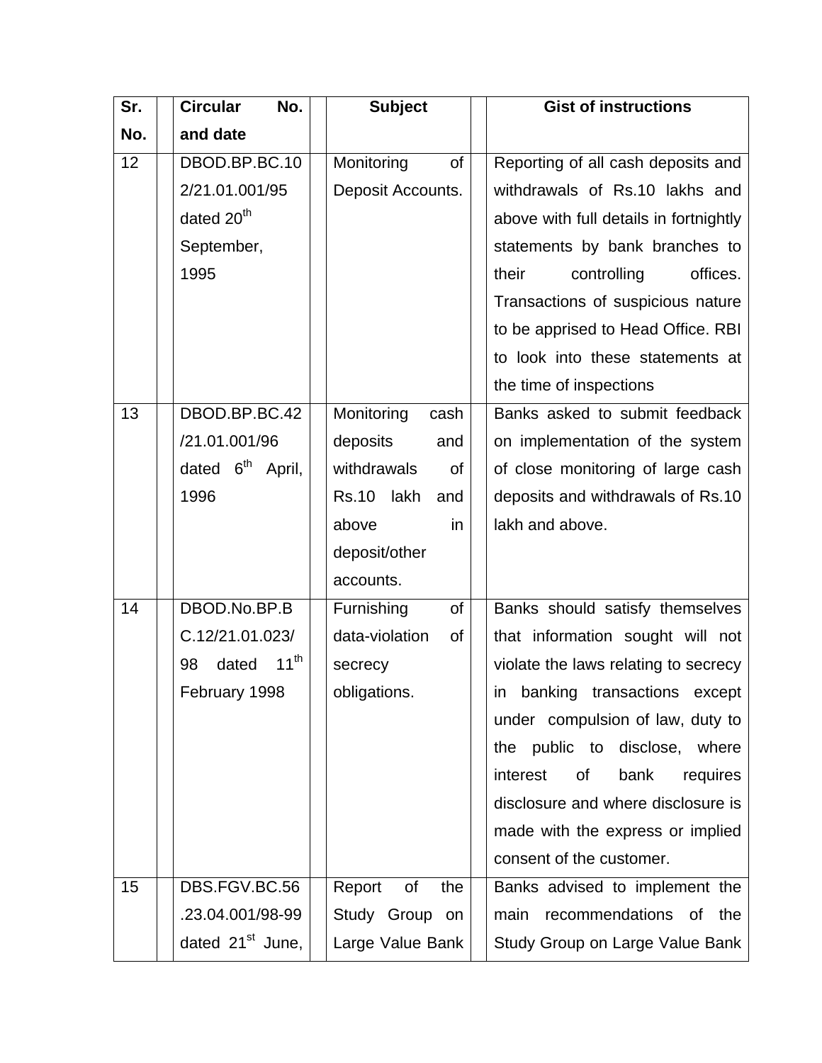| Sr. No. | Circular No. and date | Subject | Gist of instructions |
|---|---|---|---|
| 12 | DBOD.BP.BC.102/21.01.001/95 dated 20th September, 1995 | Monitoring of Deposit Accounts. | Reporting of all cash deposits and withdrawals of Rs.10 lakhs and above with full details in fortnightly statements by bank branches to their controlling offices. Transactions of suspicious nature to be apprised to Head Office. RBI to look into these statements at the time of inspections |
| 13 | DBOD.BP.BC.42/21.01.001/96 dated 6th April, 1996 | Monitoring cash deposits and withdrawals of Rs.10 lakh and above in deposit/other accounts. | Banks asked to submit feedback on implementation of the system of close monitoring of large cash deposits and withdrawals of Rs.10 lakh and above. |
| 14 | DBOD.No.BP.BC.12/21.01.023/98 dated 11th February 1998 | Furnishing of data-violation of secrecy obligations. | Banks should satisfy themselves that information sought will not violate the laws relating to secrecy in banking transactions except under compulsion of law, duty to the public to disclose, where interest of bank requires disclosure and where disclosure is made with the express or implied consent of the customer. |
| 15 | DBS.FGV.BC.56.23.04.001/98-99 dated 21st June, | Report of the Study Group on Large Value Bank | Banks advised to implement the main recommendations of the Study Group on Large Value Bank |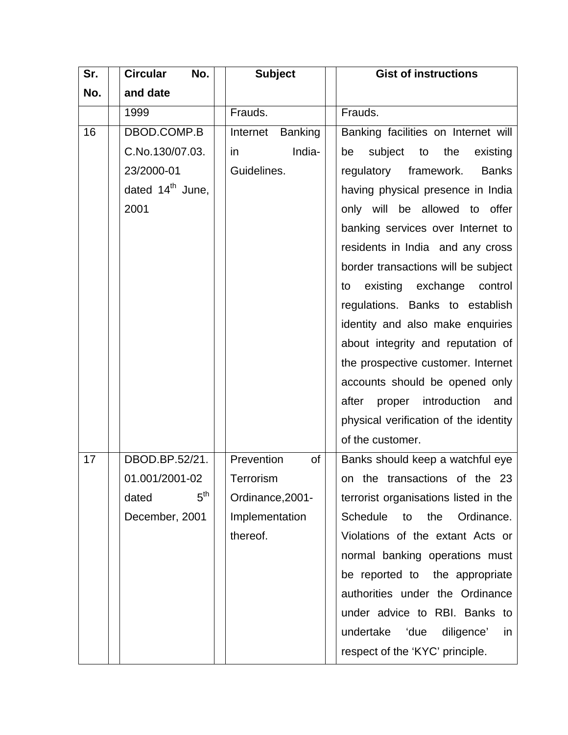| Sr. No. | Circular No. and date | Subject | Gist of instructions |
|---|---|---|---|
| | 1999 | Frauds. | Frauds. |
| 16 | DBOD.COMP.BC.No.130/07.03.23/2000-01 dated 14th June, 2001 | Internet Banking in India-Guidelines. | Banking facilities on Internet will be subject to the existing regulatory framework. Banks having physical presence in India only will be allowed to offer banking services over Internet to residents in India and any cross border transactions will be subject to existing exchange control regulations. Banks to establish identity and also make enquiries about integrity and reputation of the prospective customer. Internet accounts should be opened only after proper introduction and physical verification of the identity of the customer. |
| 17 | DBOD.BP.52/21.01.001/2001-02 dated 5th December, 2001 | Prevention of Terrorism Ordinance,2001-Implementation thereof. | Banks should keep a watchful eye on the transactions of the 23 terrorist organisations listed in the Schedule to the Ordinance. Violations of the extant Acts or normal banking operations must be reported to the appropriate authorities under the Ordinance under advice to RBI. Banks to undertake 'due diligence' in respect of the 'KYC' principle. |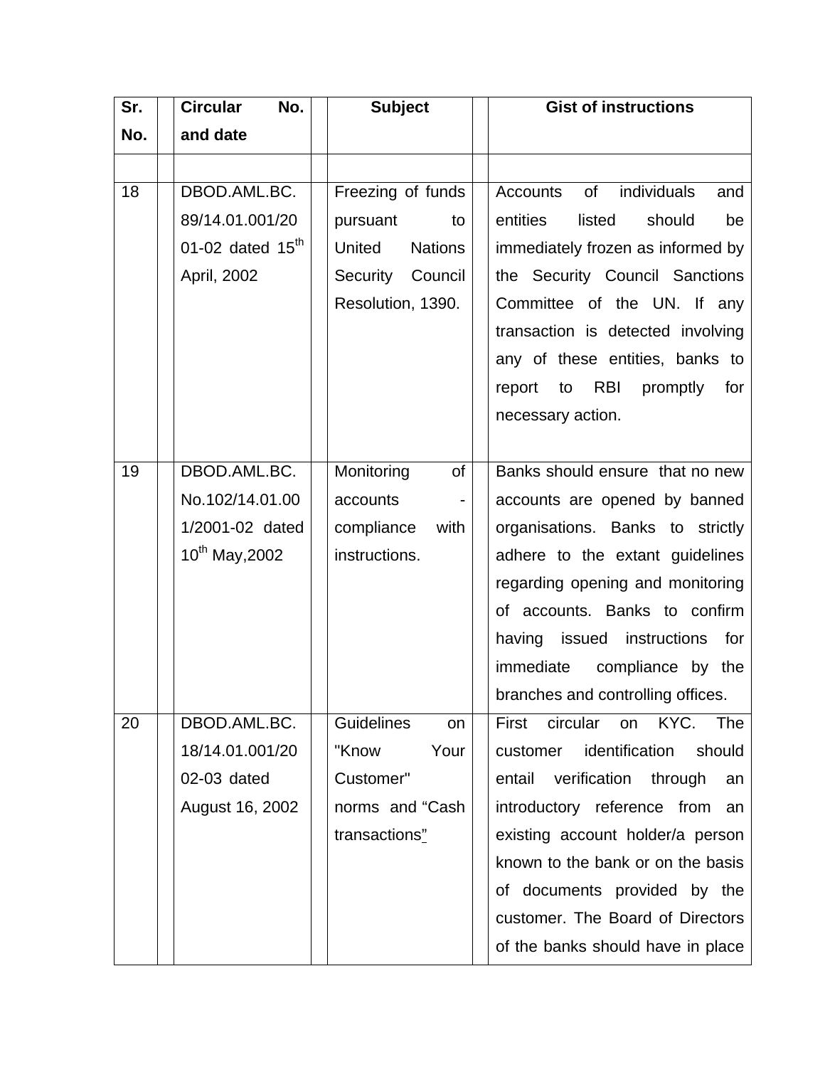| Sr. No. | Circular No. and date | Subject | Gist of instructions |
| --- | --- | --- | --- |
| | | | |
| 18 | DBOD.AML.BC. 89/14.01.001/2001-02 dated 15th April, 2002 | Freezing of funds pursuant to United Nations Security Council Resolution, 1390. | Accounts of individuals and entities listed should be immediately frozen as informed by the Security Council Sanctions Committee of the UN. If any transaction is detected involving any of these entities, banks to report to RBI promptly for necessary action. |
| 19 | DBOD.AML.BC. No.102/14.01.001/2001-02 dated 10th May,2002 | Monitoring of accounts - compliance with instructions. | Banks should ensure that no new accounts are opened by banned organisations. Banks to strictly adhere to the extant guidelines regarding opening and monitoring of accounts. Banks to confirm having issued instructions for immediate compliance by the branches and controlling offices. |
| 20 | DBOD.AML.BC. 18/14.01.001/2002-03 dated August 16, 2002 | Guidelines on "Know Your Customer" norms and "Cash transactions" | First circular on KYC. The customer identification should entail verification through an introductory reference from an existing account holder/a person known to the bank or on the basis of documents provided by the customer. The Board of Directors of the banks should have in place |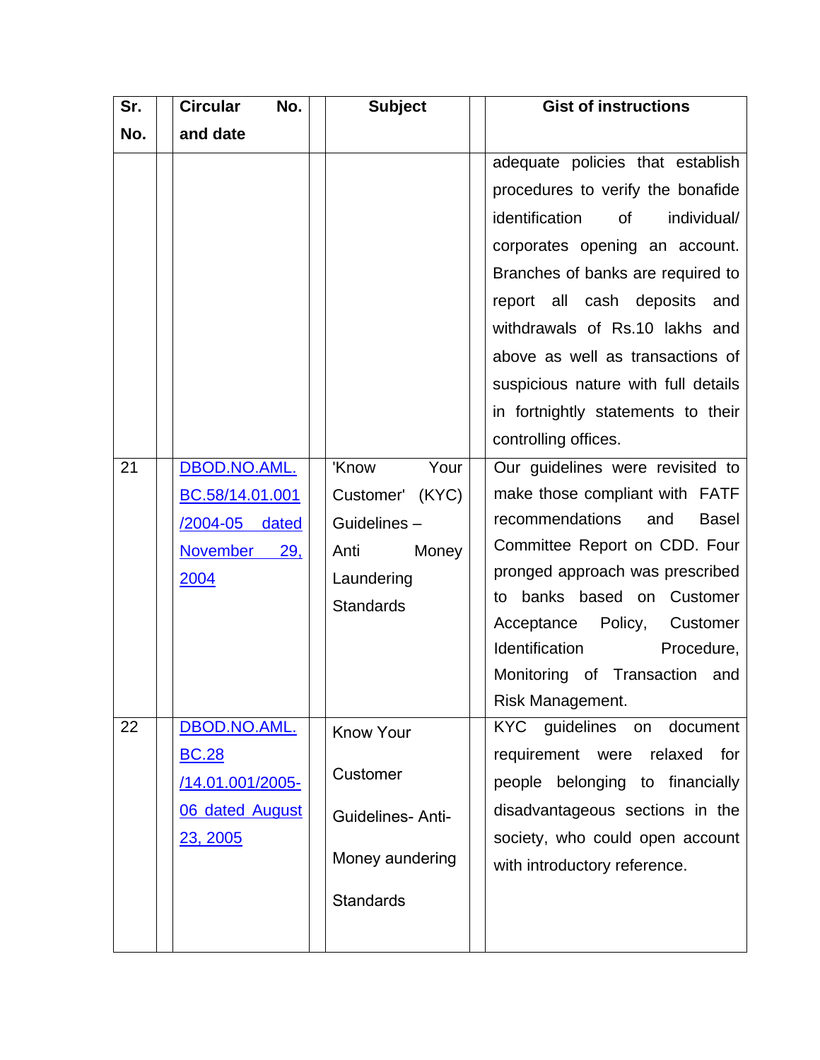| Sr. No. | Circular No. and date | Subject | Gist of instructions |
|---|---|---|---|
| | | | adequate policies that establish procedures to verify the bonafide identification of individual/ corporates opening an account. Branches of banks are required to report all cash deposits and withdrawals of Rs.10 lakhs and above as well as transactions of suspicious nature with full details in fortnightly statements to their controlling offices. |
| 21 | DBOD.NO.AML. BC.58/14.01.001 /2004-05 dated November 29, 2004 | 'Know Your Customer' (KYC) Guidelines – Anti Money Laundering Standards | Our guidelines were revisited to make those compliant with FATF recommendations and Basel Committee Report on CDD. Four pronged approach was prescribed to banks based on Customer Acceptance Policy, Customer Identification Procedure, Monitoring of Transaction and Risk Management. |
| 22 | DBOD.NO.AML. BC.28 /14.01.001/2005-06 dated August 23, 2005 | Know Your Customer Guidelines- Anti-Money aundering Standards | KYC guidelines on document requirement were relaxed for people belonging to financially disadvantageous sections in the society, who could open account with introductory reference. |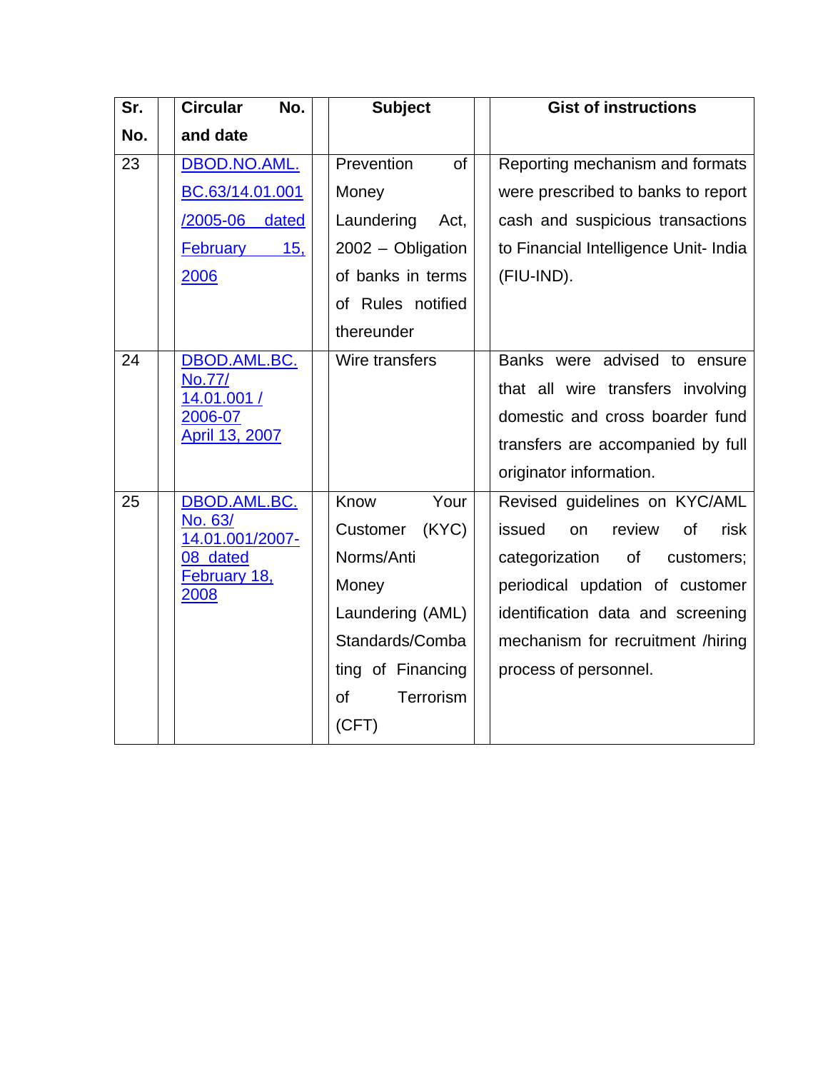| Sr. No. | Circular No. and date | Subject | Gist of instructions |
|---|---|---|---|
| 23 | DBOD.NO.AML. BC.63/14.01.001 /2005-06 dated February 15, 2006 | Prevention of Money Laundering Act, 2002 – Obligation of banks in terms of Rules notified thereunder | Reporting mechanism and formats were prescribed to banks to report cash and suspicious transactions to Financial Intelligence Unit- India (FIU-IND). |
| 24 | DBOD.AML.BC. No.77/ 14.01.001 / 2006-07 April 13, 2007 | Wire transfers | Banks were advised to ensure that all wire transfers involving domestic and cross boarder fund transfers are accompanied by full originator information. |
| 25 | DBOD.AML.BC. No. 63/ 14.01.001/2007-08 dated February 18, 2008 | Know Your Customer (KYC) Norms/Anti Money Laundering (AML) Standards/Combating of Financing of Terrorism (CFT) | Revised guidelines on KYC/AML issued on review of risk categorization of customers; periodical updation of customer identification data and screening mechanism for recruitment /hiring process of personnel. |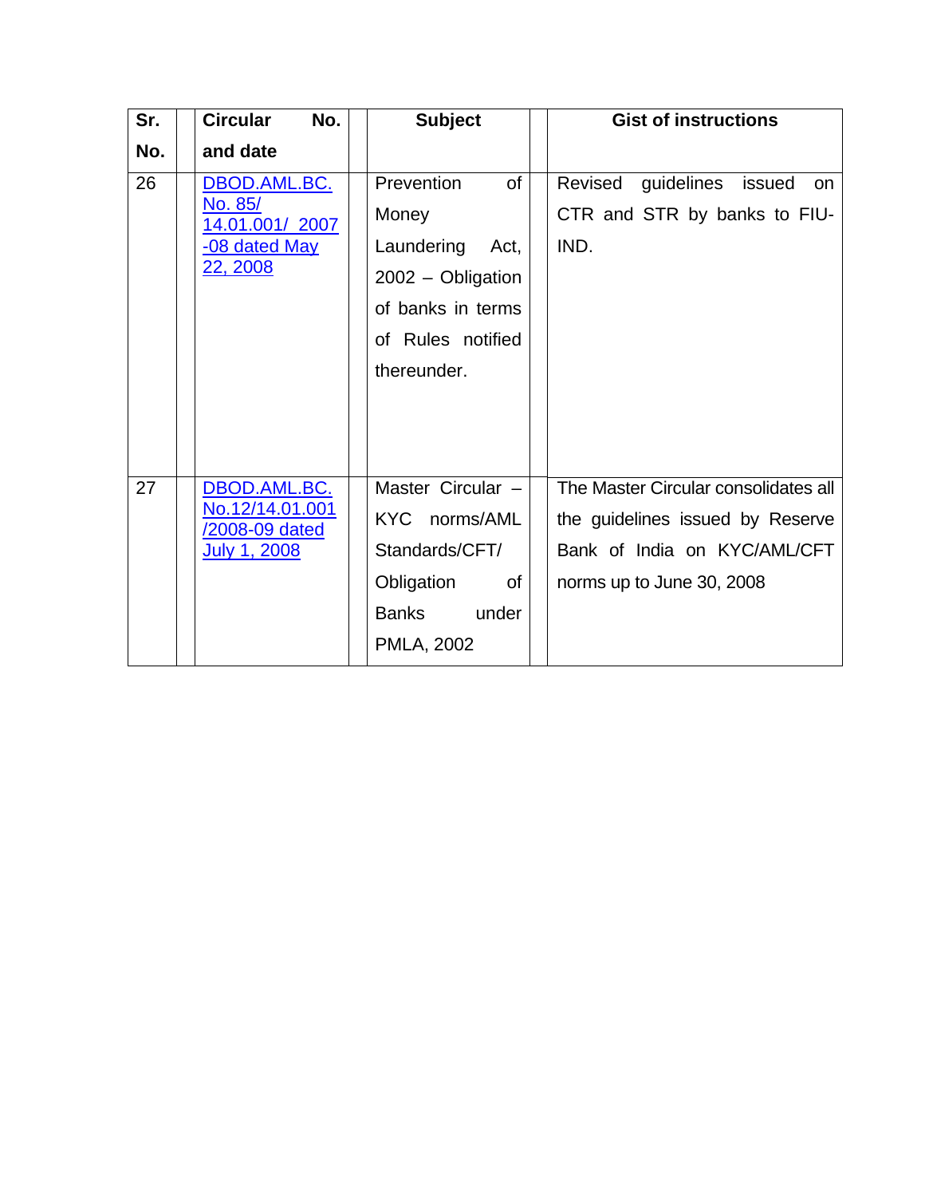| Sr. No. | Circular No. and date | Subject | Gist of instructions |
|---|---|---|---|
| 26 | DBOD.AML.BC. No. 85/ 14.01.001/ 2007 -08 dated May 22, 2008 | Prevention of Money Laundering Act, 2002 – Obligation of banks in terms of Rules notified thereunder. | Revised guidelines issued on CTR and STR by banks to FIU-IND. |
| 27 | DBOD.AML.BC. No.12/14.01.001 /2008-09 dated July 1, 2008 | Master Circular – KYC norms/AML Standards/CFT/ Obligation of Banks under PMLA, 2002 | The Master Circular consolidates all the guidelines issued by Reserve Bank of India on KYC/AML/CFT norms up to June 30, 2008 |